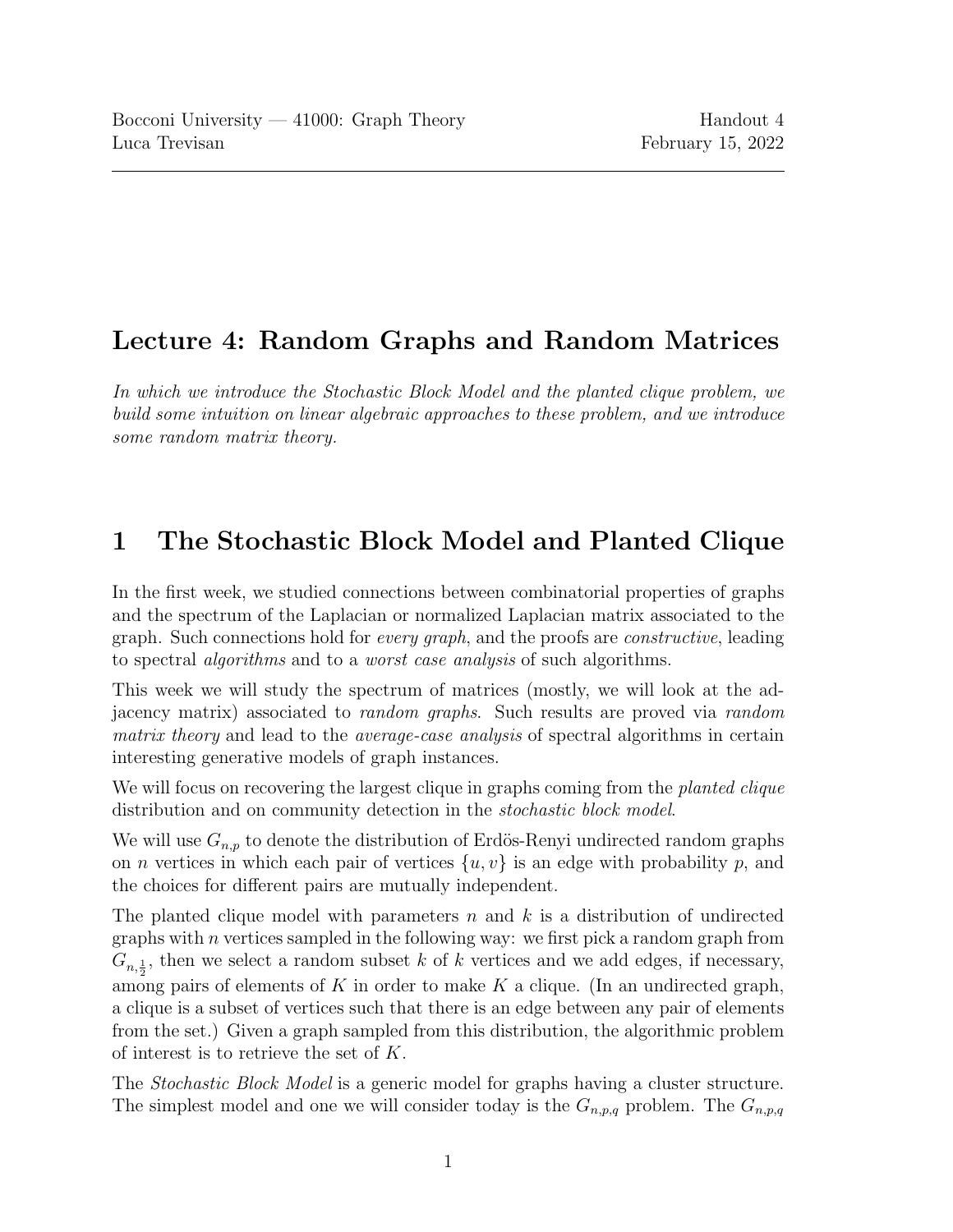Bocconi University — 41000: Graph Theory | Handout 4
Luca Trevisan | February 15, 2022

# Lecture 4: Random Graphs and Random Matrices

*In which we introduce the Stochastic Block Model and the planted clique problem, we build some intuition on linear algebraic approaches to these problem, and we introduce some random matrix theory.*

## 1 The Stochastic Block Model and Planted Clique

In the first week, we studied connections between combinatorial properties of graphs and the spectrum of the Laplacian or normalized Laplacian matrix associated to the graph. Such connections hold for *every graph*, and the proofs are *constructive*, leading to spectral *algorithms* and to a *worst case analysis* of such algorithms.

This week we will study the spectrum of matrices (mostly, we will look at the adjacency matrix) associated to *random graphs*. Such results are proved via *random matrix theory* and lead to the *average-case analysis* of spectral algorithms in certain interesting generative models of graph instances.

We will focus on recovering the largest clique in graphs coming from the *planted clique* distribution and on community detection in the *stochastic block model*.

We will use $G_{n,p}$ to denote the distribution of Erdös-Renyi undirected random graphs on $n$ vertices in which each pair of vertices $\{u, v\}$ is an edge with probability $p$, and the choices for different pairs are mutually independent.

The planted clique model with parameters $n$ and $k$ is a distribution of undirected graphs with $n$ vertices sampled in the following way: we first pick a random graph from $G_{n,\frac{1}{2}}$, then we select a random subset $k$ of $k$ vertices and we add edges, if necessary, among pairs of elements of $K$ in order to make $K$ a clique. (In an undirected graph, a clique is a subset of vertices such that there is an edge between any pair of elements from the set.) Given a graph sampled from this distribution, the algorithmic problem of interest is to retrieve the set of $K$.

The *Stochastic Block Model* is a generic model for graphs having a cluster structure. The simplest model and one we will consider today is the $G_{n,p,q}$ problem. The $G_{n,p,q}$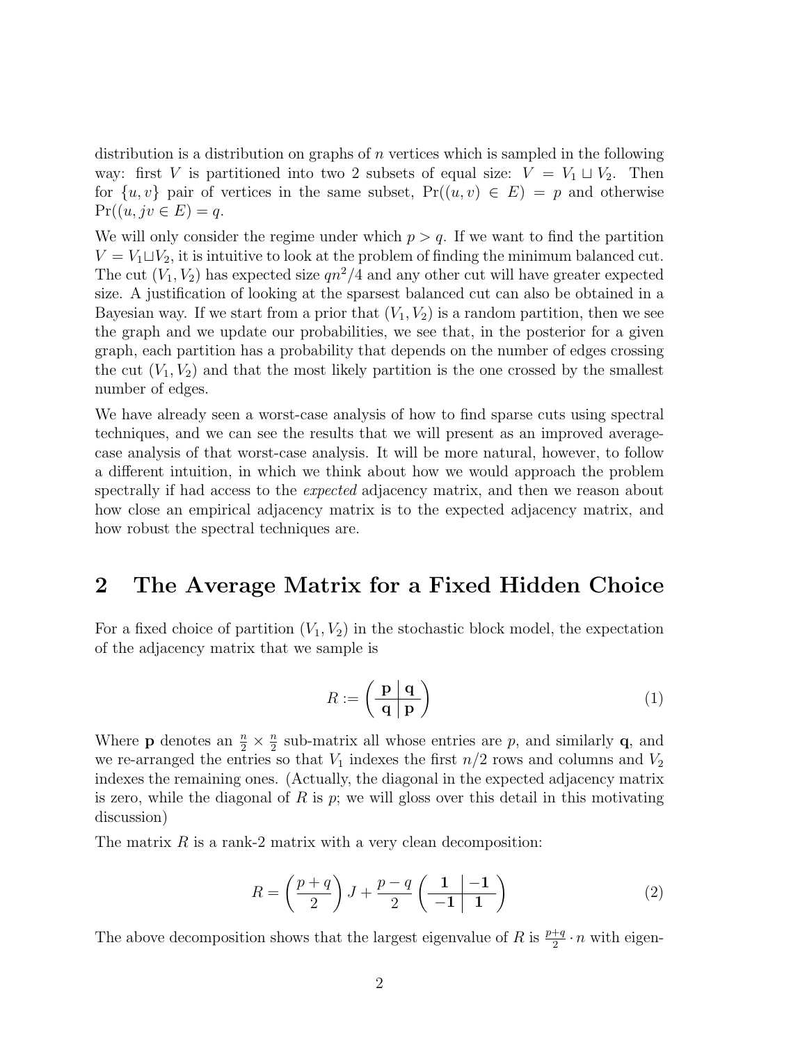distribution is a distribution on graphs of $n$ vertices which is sampled in the following way: first $V$ is partitioned into two 2 subsets of equal size: $V = V_1 \sqcup V_2$. Then for $\{u, v\}$ pair of vertices in the same subset, $\Pr((u, v) \in E) = p$ and otherwise $\Pr((u, jv \in E) = q$.

We will only consider the regime under which $p > q$. If we want to find the partition $V = V_1 \sqcup V_2$, it is intuitive to look at the problem of finding the minimum balanced cut. The cut $(V_1, V_2)$ has expected size $qn^2/4$ and any other cut will have greater expected size. A justification of looking at the sparsest balanced cut can also be obtained in a Bayesian way. If we start from a prior that $(V_1, V_2)$ is a random partition, then we see the graph and we update our probabilities, we see that, in the posterior for a given graph, each partition has a probability that depends on the number of edges crossing the cut $(V_1, V_2)$ and that the most likely partition is the one crossed by the smallest number of edges.

We have already seen a worst-case analysis of how to find sparse cuts using spectral techniques, and we can see the results that we will present as an improved average-case analysis of that worst-case analysis. It will be more natural, however, to follow a different intuition, in which we think about how we would approach the problem spectrally if had access to the *expected* adjacency matrix, and then we reason about how close an empirical adjacency matrix is to the expected adjacency matrix, and how robust the spectral techniques are.

## 2 The Average Matrix for a Fixed Hidden Choice

For a fixed choice of partition $(V_1, V_2)$ in the stochastic block model, the expectation of the adjacency matrix that we sample is

$$R := \left( \begin{array}{c|c} \mathbf{p} & \mathbf{q} \\ \hline \mathbf{q} & \mathbf{p} \end{array} \right) \tag{1}$$

Where $\mathbf{p}$ denotes an $\frac{n}{2} \times \frac{n}{2}$ sub-matrix all whose entries are $p$, and similarly $\mathbf{q}$, and we re-arranged the entries so that $V_1$ indexes the first $n/2$ rows and columns and $V_2$ indexes the remaining ones. (Actually, the diagonal in the expected adjacency matrix is zero, while the diagonal of $R$ is $p$; we will gloss over this detail in this motivating discussion)

The matrix $R$ is a rank-2 matrix with a very clean decomposition:

$$R = \left( \frac{p+q}{2} \right) J + \frac{p-q}{2} \left( \begin{array}{c|c} \mathbf{1} & \mathbf{-1} \\ \hline \mathbf{-1} & \mathbf{1} \end{array} \right) \tag{2}$$

The above decomposition shows that the largest eigenvalue of $R$ is $\frac{p+q}{2} \cdot n$ with eigen-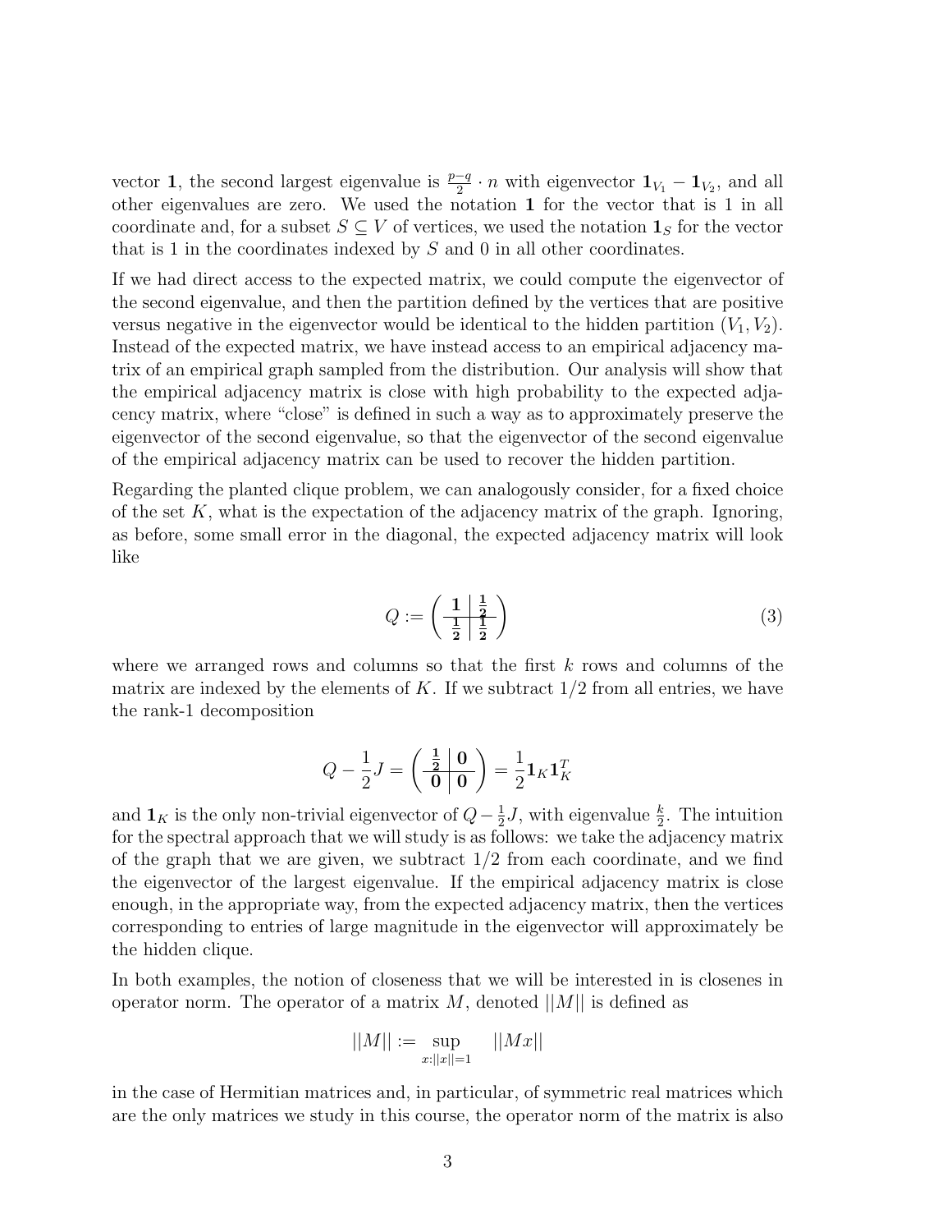vector $\mathbf{1}$, the second largest eigenvalue is $\frac{p-q}{2} \cdot n$ with eigenvector $\mathbf{1}_{V_1} - \mathbf{1}_{V_2}$, and all other eigenvalues are zero. We used the notation $\mathbf{1}$ for the vector that is 1 in all coordinate and, for a subset $S \subseteq V$ of vertices, we used the notation $\mathbf{1}_S$ for the vector that is 1 in the coordinates indexed by $S$ and 0 in all other coordinates.

If we had direct access to the expected matrix, we could compute the eigenvector of the second eigenvalue, and then the partition defined by the vertices that are positive versus negative in the eigenvector would be identical to the hidden partition $(V_1, V_2)$. Instead of the expected matrix, we have instead access to an empirical adjacency matrix of an empirical graph sampled from the distribution. Our analysis will show that the empirical adjacency matrix is close with high probability to the expected adjacency matrix, where "close" is defined in such a way as to approximately preserve the eigenvector of the second eigenvalue, so that the eigenvector of the second eigenvalue of the empirical adjacency matrix can be used to recover the hidden partition.

Regarding the planted clique problem, we can analogously consider, for a fixed choice of the set $K$, what is the expectation of the adjacency matrix of the graph. Ignoring, as before, some small error in the diagonal, the expected adjacency matrix will look like

$$Q := \left( \begin{array}{c|c} \mathbf{1} & \frac{\mathbf{1}}{\mathbf{2}} \\ \hline \frac{\mathbf{1}}{\mathbf{2}} & \frac{\mathbf{1}}{\mathbf{2}} \end{array} \right) \tag{3}$$

where we arranged rows and columns so that the first $k$ rows and columns of the matrix are indexed by the elements of $K$. If we subtract $1/2$ from all entries, we have the rank-1 decomposition

$$Q - \frac{1}{2}J = \left( \begin{array}{c|c} \frac{\mathbf{1}}{\mathbf{2}} & \mathbf{0} \\ \hline \mathbf{0} & \mathbf{0} \end{array} \right) = \frac{1}{2}\mathbf{1}_K \mathbf{1}_K^T$$

and $\mathbf{1}_K$ is the only non-trivial eigenvector of $Q - \frac{1}{2}J$, with eigenvalue $\frac{k}{2}$. The intuition for the spectral approach that we will study is as follows: we take the adjacency matrix of the graph that we are given, we subtract $1/2$ from each coordinate, and we find the eigenvector of the largest eigenvalue. If the empirical adjacency matrix is close enough, in the appropriate way, from the expected adjacency matrix, then the vertices corresponding to entries of large magnitude in the eigenvector will approximately be the hidden clique.

In both examples, the notion of closeness that we will be interested in is closenes in operator norm. The operator of a matrix $M$, denoted $||M||$ is defined as

$$||M|| := \sup_{x : ||x|| = 1} \quad ||Mx||$$

in the case of Hermitian matrices and, in particular, of symmetric real matrices which are the only matrices we study in this course, the operator norm of the matrix is also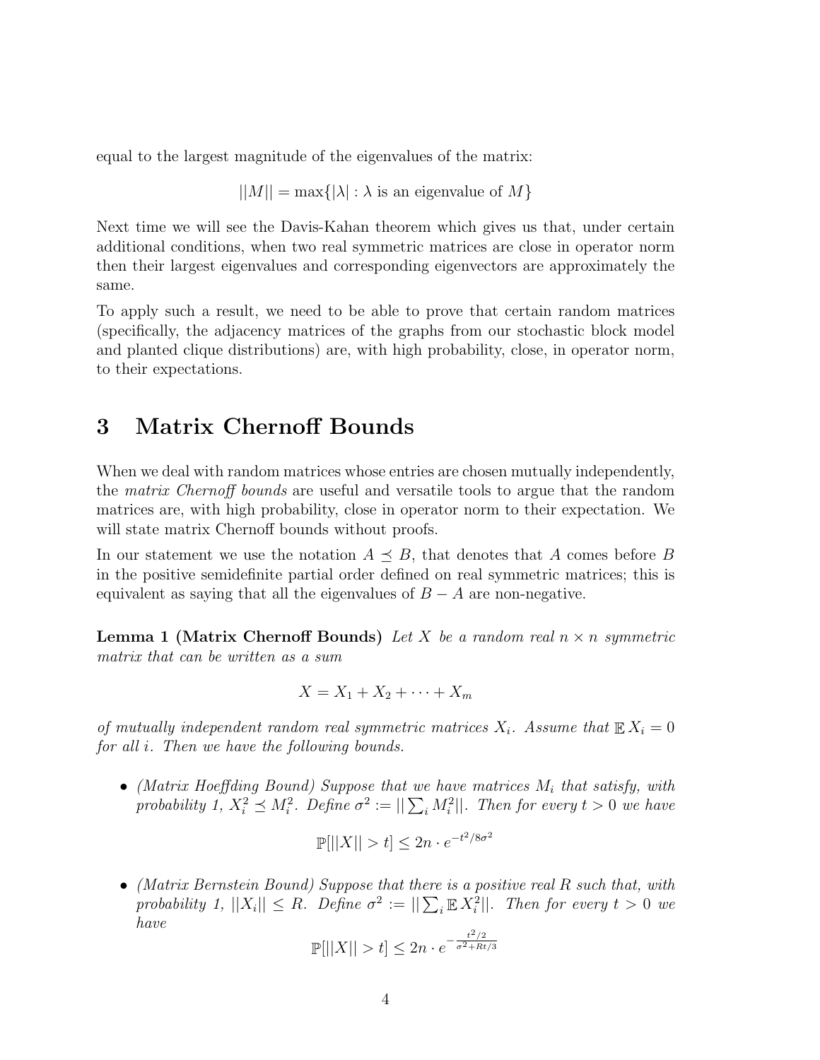equal to the largest magnitude of the eigenvalues of the matrix:

$$||M|| = \max\{|\lambda| : \lambda \text{ is an eigenvalue of } M\}$$

Next time we will see the Davis-Kahan theorem which gives us that, under certain additional conditions, when two real symmetric matrices are close in operator norm then their largest eigenvalues and corresponding eigenvectors are approximately the same.

To apply such a result, we need to be able to prove that certain random matrices (specifically, the adjacency matrices of the graphs from our stochastic block model and planted clique distributions) are, with high probability, close, in operator norm, to their expectations.

# 3 Matrix Chernoff Bounds

When we deal with random matrices whose entries are chosen mutually independently, the *matrix Chernoff bounds* are useful and versatile tools to argue that the random matrices are, with high probability, close in operator norm to their expectation. We will state matrix Chernoff bounds without proofs.

In our statement we use the notation $A \preceq B$, that denotes that $A$ comes before $B$ in the positive semidefinite partial order defined on real symmetric matrices; this is equivalent as saying that all the eigenvalues of $B - A$ are non-negative.

**Lemma 1 (Matrix Chernoff Bounds)** *Let $X$ be a random real $n \times n$ symmetric matrix that can be written as a sum*

$$X = X_1 + X_2 + \cdots + X_m$$

*of mutually independent random real symmetric matrices $X_i$. Assume that $\mathbb{E}\, X_i = 0$ for all $i$. Then we have the following bounds.*

- *(Matrix Hoeffding Bound) Suppose that we have matrices $M_i$ that satisfy, with probability 1, $X_i^2 \preceq M_i^2$. Define $\sigma^2 := ||\sum_i M_i^2||$. Then for every $t > 0$ we have*

$$\mathbb{P}[||X|| > t] \leq 2n \cdot e^{-t^2/8\sigma^2}$$

- *(Matrix Bernstein Bound) Suppose that there is a positive real $R$ such that, with probability 1, $||X_i|| \leq R$. Define $\sigma^2 := ||\sum_i \mathbb{E}\, X_i^2||$. Then for every $t > 0$ we have*

$$\mathbb{P}[||X|| > t] \leq 2n \cdot e^{-\frac{t^2/2}{\sigma^2 + Rt/3}}$$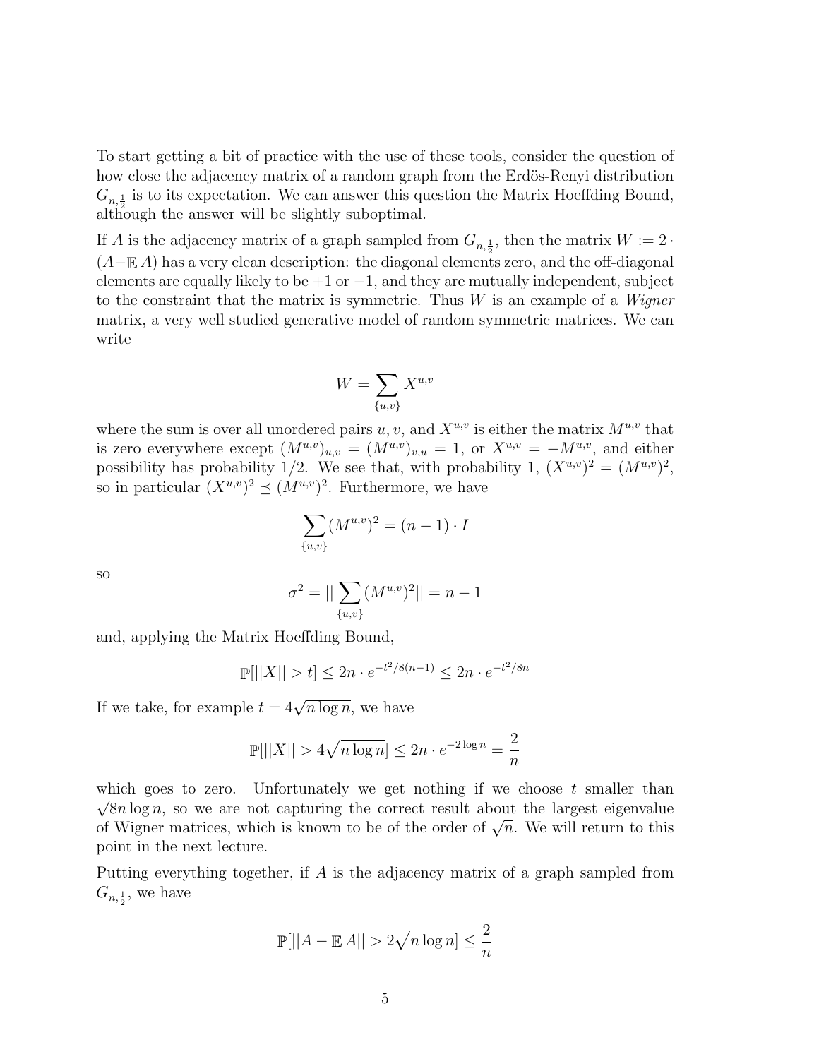To start getting a bit of practice with the use of these tools, consider the question of how close the adjacency matrix of a random graph from the Erdös-Renyi distribution $G_{n,\frac{1}{2}}$ is to its expectation. We can answer this question the Matrix Hoeffding Bound, although the answer will be slightly suboptimal.

If $A$ is the adjacency matrix of a graph sampled from $G_{n,\frac{1}{2}}$, then the matrix $W := 2 \cdot (A - \mathbb{E} A)$ has a very clean description: the diagonal elements zero, and the off-diagonal elements are equally likely to be $+1$ or $-1$, and they are mutually independent, subject to the constraint that the matrix is symmetric. Thus $W$ is an example of a *Wigner* matrix, a very well studied generative model of random symmetric matrices. We can write

$$W = \sum_{\{u,v\}} X^{u,v}$$

where the sum is over all unordered pairs $u, v$, and $X^{u,v}$ is either the matrix $M^{u,v}$ that is zero everywhere except $(M^{u,v})_{u,v} = (M^{u,v})_{v,u} = 1$, or $X^{u,v} = -M^{u,v}$, and either possibility has probability 1/2. We see that, with probability 1, $(X^{u,v})^2 = (M^{u,v})^2$, so in particular $(X^{u,v})^2 \preceq (M^{u,v})^2$. Furthermore, we have

$$\sum_{\{u,v\}} (M^{u,v})^2 = (n-1) \cdot I$$

so

$$\sigma^2 = || \sum_{\{u,v\}} (M^{u,v})^2 || = n - 1$$

and, applying the Matrix Hoeffding Bound,

$$\mathbb{P}[||X|| > t] \leq 2n \cdot e^{-t^2/8(n-1)} \leq 2n \cdot e^{-t^2/8n}$$

If we take, for example $t = 4\sqrt{n \log n}$, we have

$$\mathbb{P}[||X|| > 4\sqrt{n \log n}] \leq 2n \cdot e^{-2 \log n} = \frac{2}{n}$$

which goes to zero. Unfortunately we get nothing if we choose $t$ smaller than $\sqrt{8n \log n}$, so we are not capturing the correct result about the largest eigenvalue of Wigner matrices, which is known to be of the order of $\sqrt{n}$. We will return to this point in the next lecture.

Putting everything together, if $A$ is the adjacency matrix of a graph sampled from $G_{n,\frac{1}{2}}$, we have

$$\mathbb{P}[||A - \mathbb{E} A|| > 2\sqrt{n \log n}] \leq \frac{2}{n}$$